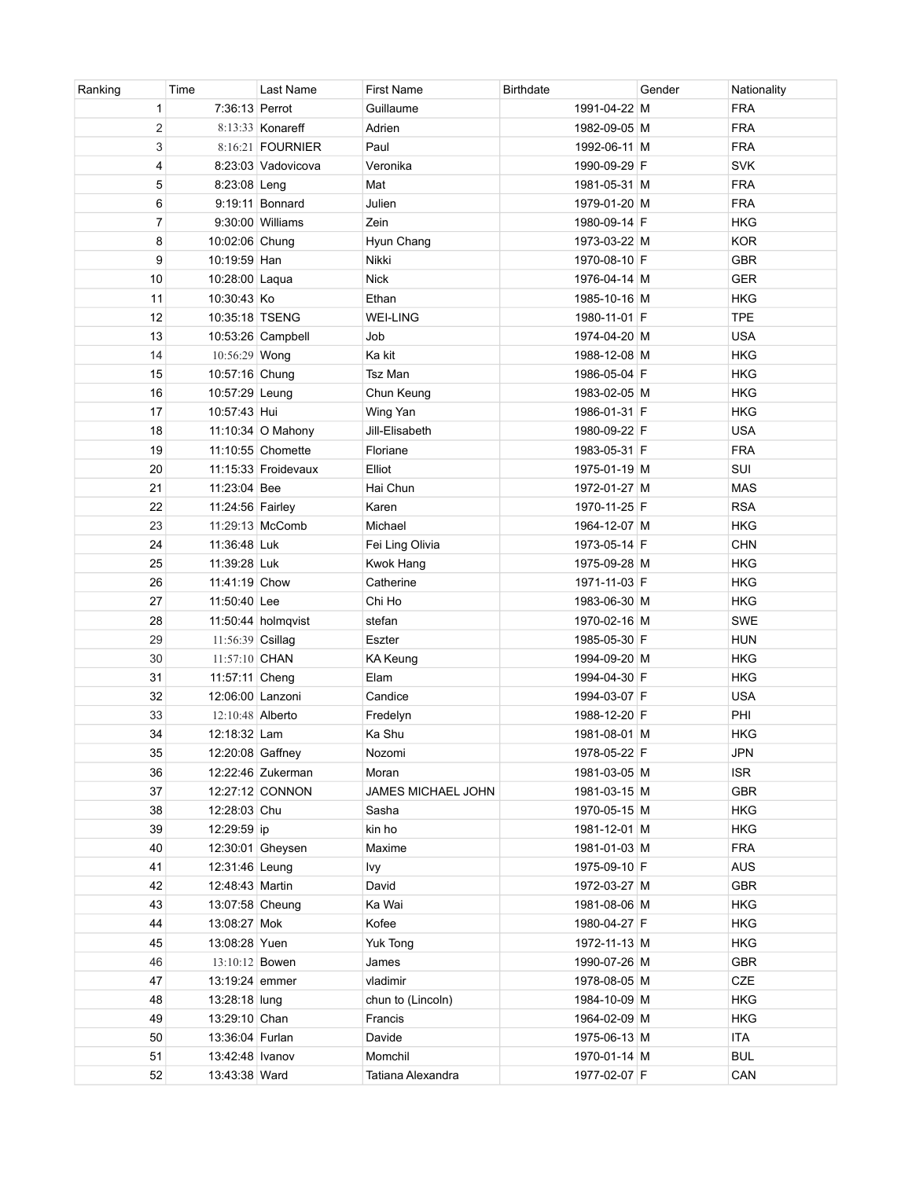| Ranking | Time | Last Name | First Name | Birthdate | Gender | Nationality |
|---|---|---|---|---|---|---|
| 1 | 7:36:13 | Perrot | Guillaume | 1991-04-22 | M | FRA |
| 2 | 8:13:33 | Konareff | Adrien | 1982-09-05 | M | FRA |
| 3 | 8:16:21 | FOURNIER | Paul | 1992-06-11 | M | FRA |
| 4 | 8:23:03 | Vadovicova | Veronika | 1990-09-29 | F | SVK |
| 5 | 8:23:08 | Leng | Mat | 1981-05-31 | M | FRA |
| 6 | 9:19:11 | Bonnard | Julien | 1979-01-20 | M | FRA |
| 7 | 9:30:00 | Williams | Zein | 1980-09-14 | F | HKG |
| 8 | 10:02:06 | Chung | Hyun Chang | 1973-03-22 | M | KOR |
| 9 | 10:19:59 | Han | Nikki | 1970-08-10 | F | GBR |
| 10 | 10:28:00 | Laqua | Nick | 1976-04-14 | M | GER |
| 11 | 10:30:43 | Ko | Ethan | 1985-10-16 | M | HKG |
| 12 | 10:35:18 | TSENG | WEI-LING | 1980-11-01 | F | TPE |
| 13 | 10:53:26 | Campbell | Job | 1974-04-20 | M | USA |
| 14 | 10:56:29 | Wong | Ka kit | 1988-12-08 | M | HKG |
| 15 | 10:57:16 | Chung | Tsz Man | 1986-05-04 | F | HKG |
| 16 | 10:57:29 | Leung | Chun Keung | 1983-02-05 | M | HKG |
| 17 | 10:57:43 | Hui | Wing Yan | 1986-01-31 | F | HKG |
| 18 | 11:10:34 | O Mahony | Jill-Elisabeth | 1980-09-22 | F | USA |
| 19 | 11:10:55 | Chomette | Floriane | 1983-05-31 | F | FRA |
| 20 | 11:15:33 | Froidevaux | Elliot | 1975-01-19 | M | SUI |
| 21 | 11:23:04 | Bee | Hai Chun | 1972-01-27 | M | MAS |
| 22 | 11:24:56 | Fairley | Karen | 1970-11-25 | F | RSA |
| 23 | 11:29:13 | McComb | Michael | 1964-12-07 | M | HKG |
| 24 | 11:36:48 | Luk | Fei Ling Olivia | 1973-05-14 | F | CHN |
| 25 | 11:39:28 | Luk | Kwok Hang | 1975-09-28 | M | HKG |
| 26 | 11:41:19 | Chow | Catherine | 1971-11-03 | F | HKG |
| 27 | 11:50:40 | Lee | Chi Ho | 1983-06-30 | M | HKG |
| 28 | 11:50:44 | holmqvist | stefan | 1970-02-16 | M | SWE |
| 29 | 11:56:39 | Csillag | Eszter | 1985-05-30 | F | HUN |
| 30 | 11:57:10 | CHAN | KA Keung | 1994-09-20 | M | HKG |
| 31 | 11:57:11 | Cheng | Elam | 1994-04-30 | F | HKG |
| 32 | 12:06:00 | Lanzoni | Candice | 1994-03-07 | F | USA |
| 33 | 12:10:48 | Alberto | Fredelyn | 1988-12-20 | F | PHI |
| 34 | 12:18:32 | Lam | Ka Shu | 1981-08-01 | M | HKG |
| 35 | 12:20:08 | Gaffney | Nozomi | 1978-05-22 | F | JPN |
| 36 | 12:22:46 | Zukerman | Moran | 1981-03-05 | M | ISR |
| 37 | 12:27:12 | CONNON | JAMES MICHAEL JOHN | 1981-03-15 | M | GBR |
| 38 | 12:28:03 | Chu | Sasha | 1970-05-15 | M | HKG |
| 39 | 12:29:59 | ip | kin ho | 1981-12-01 | M | HKG |
| 40 | 12:30:01 | Gheysen | Maxime | 1981-01-03 | M | FRA |
| 41 | 12:31:46 | Leung | Ivy | 1975-09-10 | F | AUS |
| 42 | 12:48:43 | Martin | David | 1972-03-27 | M | GBR |
| 43 | 13:07:58 | Cheung | Ka Wai | 1981-08-06 | M | HKG |
| 44 | 13:08:27 | Mok | Kofee | 1980-04-27 | F | HKG |
| 45 | 13:08:28 | Yuen | Yuk Tong | 1972-11-13 | M | HKG |
| 46 | 13:10:12 | Bowen | James | 1990-07-26 | M | GBR |
| 47 | 13:19:24 | emmer | vladimir | 1978-08-05 | M | CZE |
| 48 | 13:28:18 | lung | chun to (Lincoln) | 1984-10-09 | M | HKG |
| 49 | 13:29:10 | Chan | Francis | 1964-02-09 | M | HKG |
| 50 | 13:36:04 | Furlan | Davide | 1975-06-13 | M | ITA |
| 51 | 13:42:48 | Ivanov | Momchil | 1970-01-14 | M | BUL |
| 52 | 13:43:38 | Ward | Tatiana Alexandra | 1977-02-07 | F | CAN |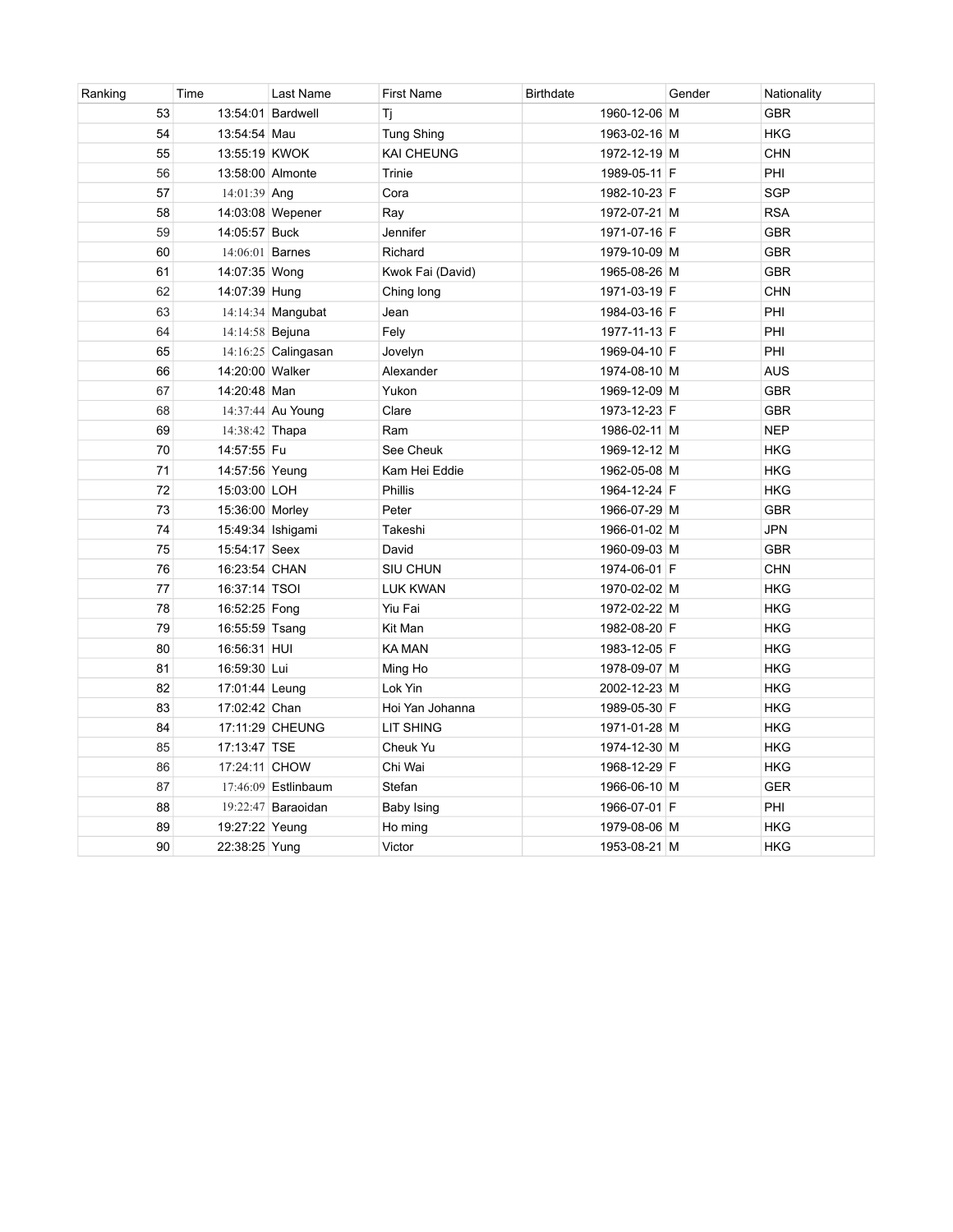| Ranking | Time | Last Name | First Name | Birthdate | Gender | Nationality |
|---|---|---|---|---|---|---|
| 53 | 13:54:01 | Bardwell | Tj | 1960-12-06 | M | GBR |
| 54 | 13:54:54 | Mau | Tung Shing | 1963-02-16 | M | HKG |
| 55 | 13:55:19 | KWOK | KAI CHEUNG | 1972-12-19 | M | CHN |
| 56 | 13:58:00 | Almonte | Trinie | 1989-05-11 | F | PHI |
| 57 | 14:01:39 | Ang | Cora | 1982-10-23 | F | SGP |
| 58 | 14:03:08 | Wepener | Ray | 1972-07-21 | M | RSA |
| 59 | 14:05:57 | Buck | Jennifer | 1971-07-16 | F | GBR |
| 60 | 14:06:01 | Barnes | Richard | 1979-10-09 | M | GBR |
| 61 | 14:07:35 | Wong | Kwok Fai (David) | 1965-08-26 | M | GBR |
| 62 | 14:07:39 | Hung | Ching long | 1971-03-19 | F | CHN |
| 63 | 14:14:34 | Mangubat | Jean | 1984-03-16 | F | PHI |
| 64 | 14:14:58 | Bejuna | Fely | 1977-11-13 | F | PHI |
| 65 | 14:16:25 | Calingasan | Jovelyn | 1969-04-10 | F | PHI |
| 66 | 14:20:00 | Walker | Alexander | 1974-08-10 | M | AUS |
| 67 | 14:20:48 | Man | Yukon | 1969-12-09 | M | GBR |
| 68 | 14:37:44 | Au Young | Clare | 1973-12-23 | F | GBR |
| 69 | 14:38:42 | Thapa | Ram | 1986-02-11 | M | NEP |
| 70 | 14:57:55 | Fu | See Cheuk | 1969-12-12 | M | HKG |
| 71 | 14:57:56 | Yeung | Kam Hei Eddie | 1962-05-08 | M | HKG |
| 72 | 15:03:00 | LOH | Phillis | 1964-12-24 | F | HKG |
| 73 | 15:36:00 | Morley | Peter | 1966-07-29 | M | GBR |
| 74 | 15:49:34 | Ishigami | Takeshi | 1966-01-02 | M | JPN |
| 75 | 15:54:17 | Seex | David | 1960-09-03 | M | GBR |
| 76 | 16:23:54 | CHAN | SIU CHUN | 1974-06-01 | F | CHN |
| 77 | 16:37:14 | TSOI | LUK KWAN | 1970-02-02 | M | HKG |
| 78 | 16:52:25 | Fong | Yiu Fai | 1972-02-22 | M | HKG |
| 79 | 16:55:59 | Tsang | Kit Man | 1982-08-20 | F | HKG |
| 80 | 16:56:31 | HUI | KA MAN | 1983-12-05 | F | HKG |
| 81 | 16:59:30 | Lui | Ming Ho | 1978-09-07 | M | HKG |
| 82 | 17:01:44 | Leung | Lok Yin | 2002-12-23 | M | HKG |
| 83 | 17:02:42 | Chan | Hoi Yan Johanna | 1989-05-30 | F | HKG |
| 84 | 17:11:29 | CHEUNG | LIT SHING | 1971-01-28 | M | HKG |
| 85 | 17:13:47 | TSE | Cheuk Yu | 1974-12-30 | M | HKG |
| 86 | 17:24:11 | CHOW | Chi Wai | 1968-12-29 | F | HKG |
| 87 | 17:46:09 | Estlinbaum | Stefan | 1966-06-10 | M | GER |
| 88 | 19:22:47 | Baraoidan | Baby Ising | 1966-07-01 | F | PHI |
| 89 | 19:27:22 | Yeung | Ho ming | 1979-08-06 | M | HKG |
| 90 | 22:38:25 | Yung | Victor | 1953-08-21 | M | HKG |